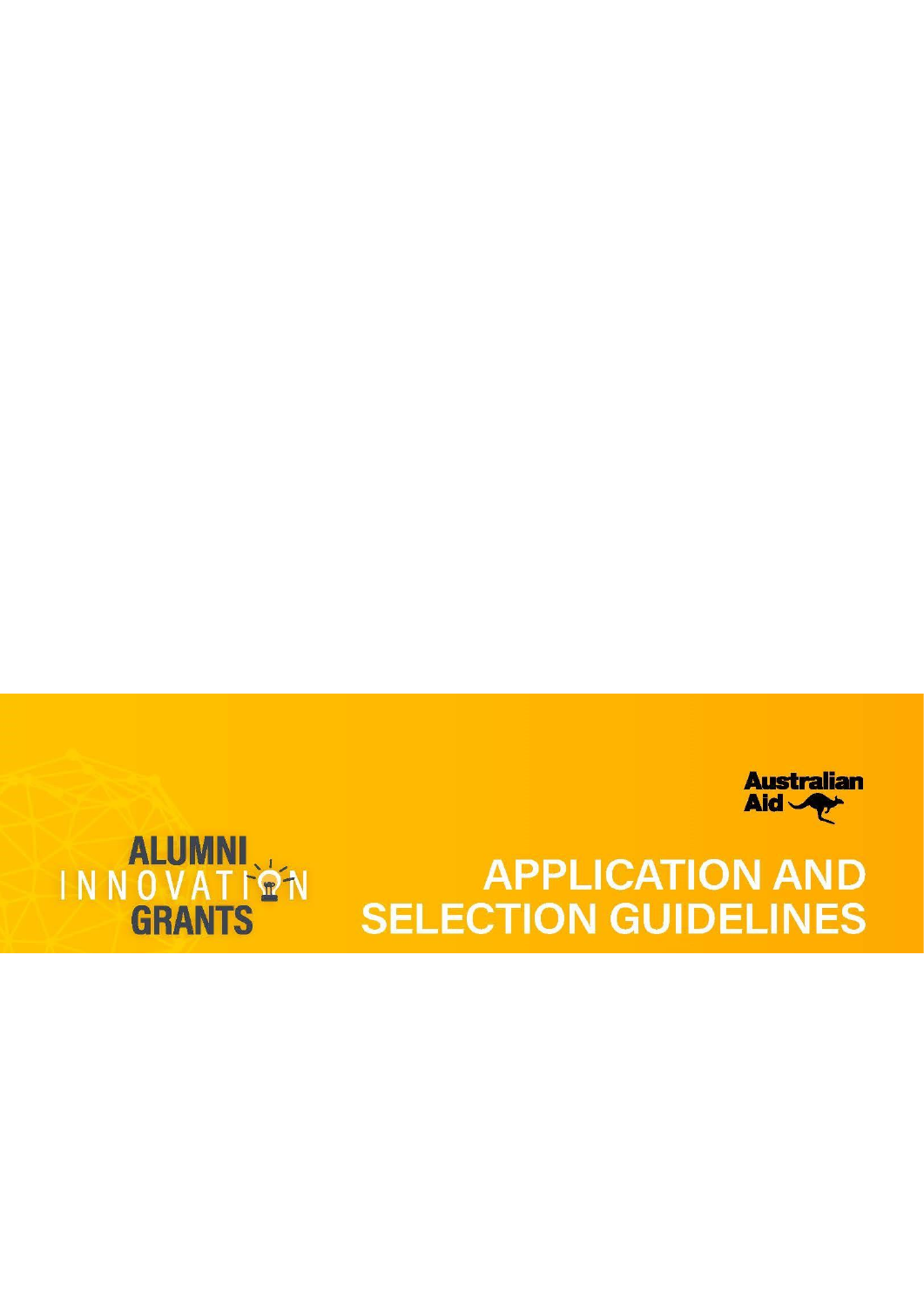Australian Aid

ALUMNI INNOVATION GRANTS

# APPLICATION AND SELECTION GUIDELINES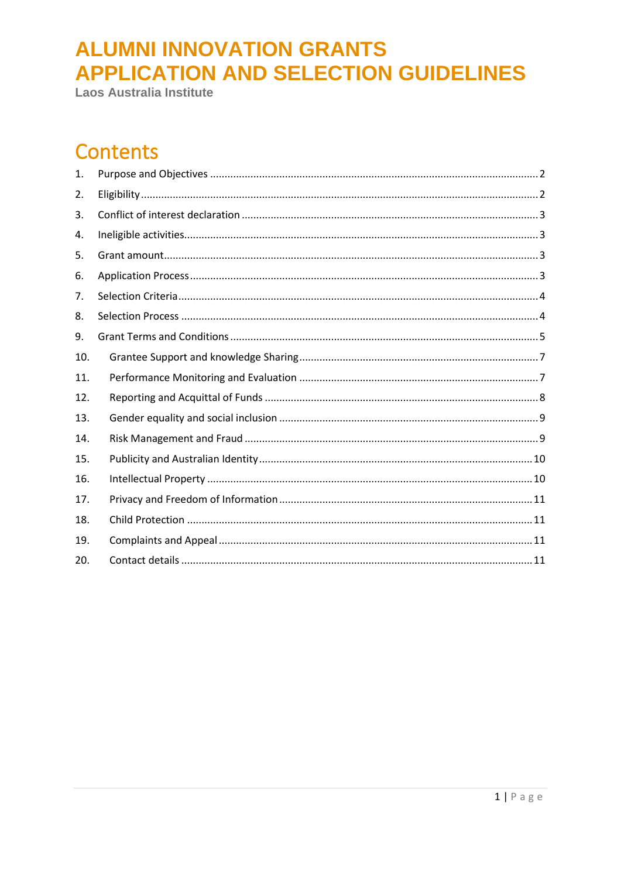# ALUMNI INNOVATION GRANTS APPLICATION AND SELECTION GUIDELINES

**Laos Australia Institute**

## Contents

1. Purpose and Objectives ... 2
2. Eligibility ... 2
3. Conflict of interest declaration ... 3
4. Ineligible activities ... 3
5. Grant amount ... 3
6. Application Process ... 3
7. Selection Criteria ... 4
8. Selection Process ... 4
9. Grant Terms and Conditions ... 5
10. Grantee Support and knowledge Sharing ... 7
11. Performance Monitoring and Evaluation ... 7
12. Reporting and Acquittal of Funds ... 8
13. Gender equality and social inclusion ... 9
14. Risk Management and Fraud ... 9
15. Publicity and Australian Identity ... 10
16. Intellectual Property ... 10
17. Privacy and Freedom of Information ... 11
18. Child Protection ... 11
19. Complaints and Appeal ... 11
20. Contact details ... 11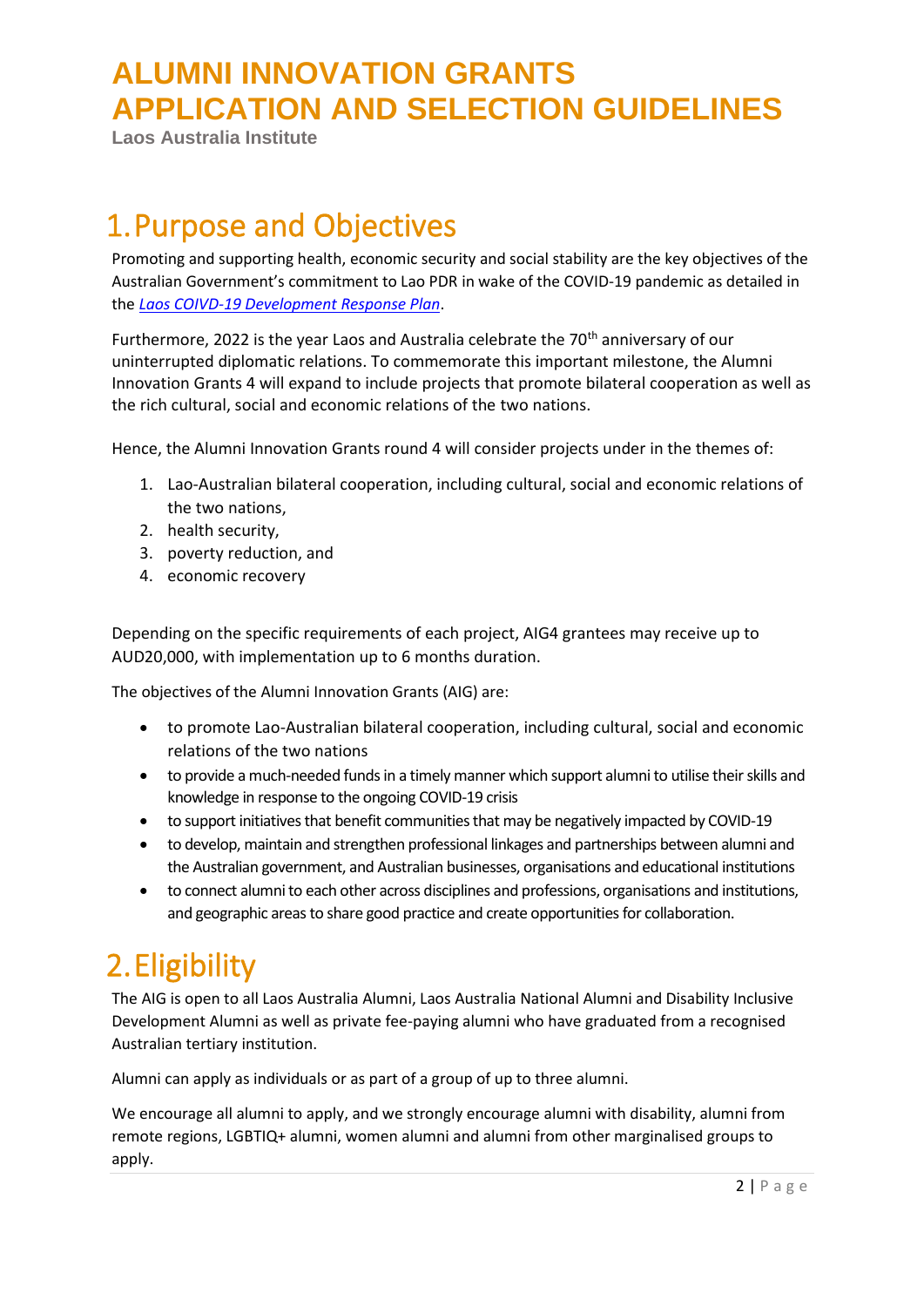# ALUMNI INNOVATION GRANTS APPLICATION AND SELECTION GUIDELINES

**Laos Australia Institute**

# 1. Purpose and Objectives

Promoting and supporting health, economic security and social stability are the key objectives of the Australian Government's commitment to Lao PDR in wake of the COVID-19 pandemic as detailed in the *Laos COIVD-19 Development Response Plan*.

Furthermore, 2022 is the year Laos and Australia celebrate the 70th anniversary of our uninterrupted diplomatic relations. To commemorate this important milestone, the Alumni Innovation Grants 4 will expand to include projects that promote bilateral cooperation as well as the rich cultural, social and economic relations of the two nations.

Hence, the Alumni Innovation Grants round 4 will consider projects under in the themes of:

1. Lao-Australian bilateral cooperation, including cultural, social and economic relations of the two nations,
2. health security,
3. poverty reduction, and
4. economic recovery

Depending on the specific requirements of each project, AIG4 grantees may receive up to AUD20,000, with implementation up to 6 months duration.

The objectives of the Alumni Innovation Grants (AIG) are:

- to promote Lao-Australian bilateral cooperation, including cultural, social and economic relations of the two nations
- to provide a much-needed funds in a timely manner which support alumni to utilise their skills and knowledge in response to the ongoing COVID-19 crisis
- to support initiatives that benefit communities that may be negatively impacted by COVID-19
- to develop, maintain and strengthen professional linkages and partnerships between alumni and the Australian government, and Australian businesses, organisations and educational institutions
- to connect alumni to each other across disciplines and professions, organisations and institutions, and geographic areas to share good practice and create opportunities for collaboration.

# 2. Eligibility

The AIG is open to all Laos Australia Alumni, Laos Australia National Alumni and Disability Inclusive Development Alumni as well as private fee-paying alumni who have graduated from a recognised Australian tertiary institution.

Alumni can apply as individuals or as part of a group of up to three alumni.

We encourage all alumni to apply, and we strongly encourage alumni with disability, alumni from remote regions, LGBTIQ+ alumni, women alumni and alumni from other marginalised groups to apply.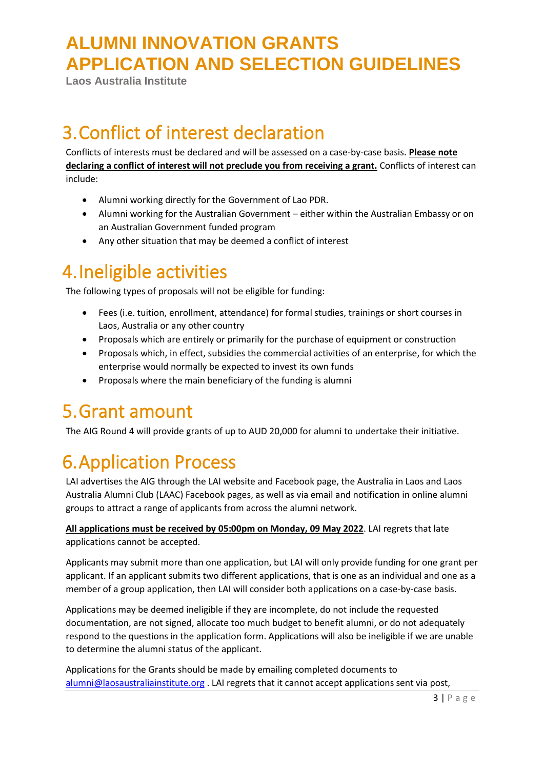## 3. Conflict of interest declaration

Conflicts of interests must be declared and will be assessed on a case-by-case basis. **Please note declaring a conflict of interest will not preclude you from receiving a grant.** Conflicts of interest can include:

- Alumni working directly for the Government of Lao PDR.
- Alumni working for the Australian Government – either within the Australian Embassy or on an Australian Government funded program
- Any other situation that may be deemed a conflict of interest

## 4. Ineligible activities

The following types of proposals will not be eligible for funding:

- Fees (i.e. tuition, enrollment, attendance) for formal studies, trainings or short courses in Laos, Australia or any other country
- Proposals which are entirely or primarily for the purchase of equipment or construction
- Proposals which, in effect, subsidies the commercial activities of an enterprise, for which the enterprise would normally be expected to invest its own funds
- Proposals where the main beneficiary of the funding is alumni

## 5. Grant amount

The AIG Round 4 will provide grants of up to AUD 20,000 for alumni to undertake their initiative.

## 6. Application Process

LAI advertises the AIG through the LAI website and Facebook page, the Australia in Laos and Laos Australia Alumni Club (LAAC) Facebook pages, as well as via email and notification in online alumni groups to attract a range of applicants from across the alumni network.

**All applications must be received by 05:00pm on Monday, 09 May 2022**. LAI regrets that late applications cannot be accepted.

Applicants may submit more than one application, but LAI will only provide funding for one grant per applicant. If an applicant submits two different applications, that is one as an individual and one as a member of a group application, then LAI will consider both applications on a case-by-case basis.

Applications may be deemed ineligible if they are incomplete, do not include the requested documentation, are not signed, allocate too much budget to benefit alumni, or do not adequately respond to the questions in the application form. Applications will also be ineligible if we are unable to determine the alumni status of the applicant.

Applications for the Grants should be made by emailing completed documents to alumni@laosaustraliainstitute.org . LAI regrets that it cannot accept applications sent via post,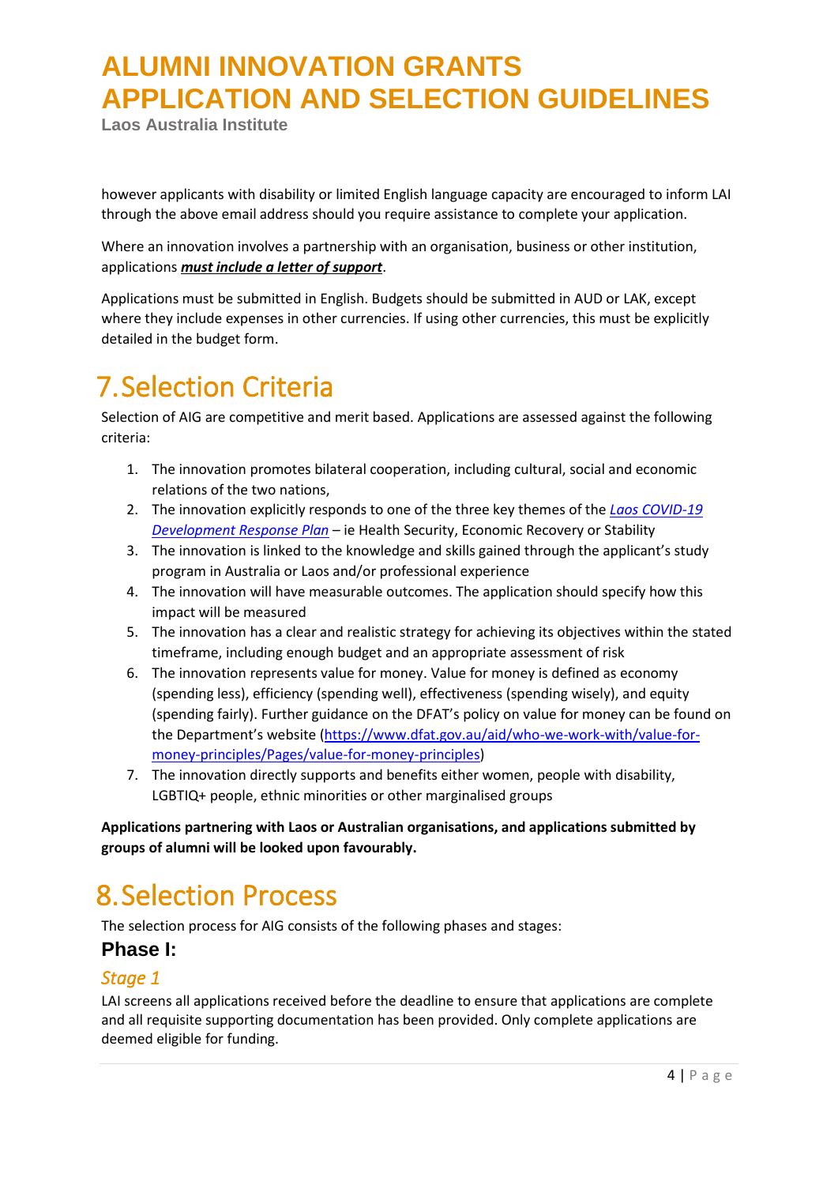however applicants with disability or limited English language capacity are encouraged to inform LAI through the above email address should you require assistance to complete your application.

Where an innovation involves a partnership with an organisation, business or other institution, applications ***must include a letter of support***.

Applications must be submitted in English. Budgets should be submitted in AUD or LAK, except where they include expenses in other currencies. If using other currencies, this must be explicitly detailed in the budget form.

# 7. Selection Criteria

Selection of AIG are competitive and merit based. Applications are assessed against the following criteria:

1. The innovation promotes bilateral cooperation, including cultural, social and economic relations of the two nations,
2. The innovation explicitly responds to one of the three key themes of the *Laos COVID-19 Development Response Plan* – ie Health Security, Economic Recovery or Stability
3. The innovation is linked to the knowledge and skills gained through the applicant's study program in Australia or Laos and/or professional experience
4. The innovation will have measurable outcomes. The application should specify how this impact will be measured
5. The innovation has a clear and realistic strategy for achieving its objectives within the stated timeframe, including enough budget and an appropriate assessment of risk
6. The innovation represents value for money. Value for money is defined as economy (spending less), efficiency (spending well), effectiveness (spending wisely), and equity (spending fairly). Further guidance on the DFAT's policy on value for money can be found on the Department's website (https://www.dfat.gov.au/aid/who-we-work-with/value-for-money-principles/Pages/value-for-money-principles)
7. The innovation directly supports and benefits either women, people with disability, LGBTIQ+ people, ethnic minorities or other marginalised groups

**Applications partnering with Laos or Australian organisations, and applications submitted by groups of alumni will be looked upon favourably.**

# 8. Selection Process

The selection process for AIG consists of the following phases and stages:

## Phase I:

### *Stage 1*

LAI screens all applications received before the deadline to ensure that applications are complete and all requisite supporting documentation has been provided. Only complete applications are deemed eligible for funding.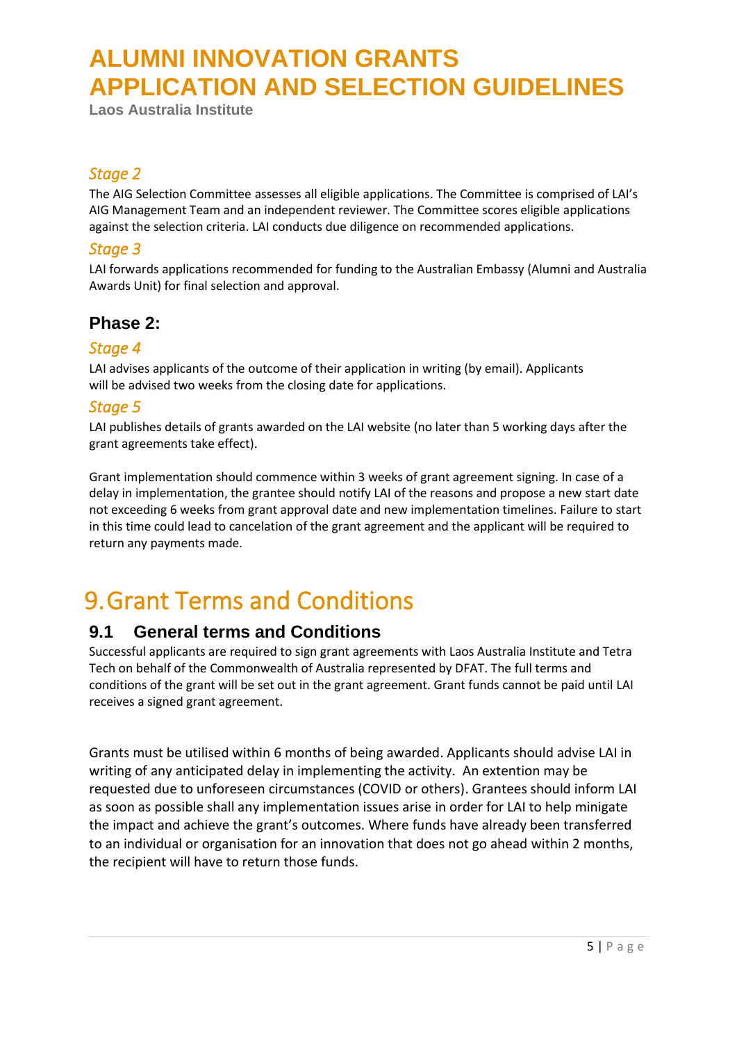### *Stage 2*

The AIG Selection Committee assesses all eligible applications. The Committee is comprised of LAI's AIG Management Team and an independent reviewer. The Committee scores eligible applications against the selection criteria. LAI conducts due diligence on recommended applications.

### *Stage 3*

LAI forwards applications recommended for funding to the Australian Embassy (Alumni and Australia Awards Unit) for final selection and approval.

## Phase 2:

### *Stage 4*

LAI advises applicants of the outcome of their application in writing (by email). Applicants will be advised two weeks from the closing date for applications.

### *Stage 5*

LAI publishes details of grants awarded on the LAI website (no later than 5 working days after the grant agreements take effect).

Grant implementation should commence within 3 weeks of grant agreement signing. In case of a delay in implementation, the grantee should notify LAI of the reasons and propose a new start date not exceeding 6 weeks from grant approval date and new implementation timelines. Failure to start in this time could lead to cancelation of the grant agreement and the applicant will be required to return any payments made.

# 9. Grant Terms and Conditions

## 9.1 General terms and Conditions

Successful applicants are required to sign grant agreements with Laos Australia Institute and Tetra Tech on behalf of the Commonwealth of Australia represented by DFAT. The full terms and conditions of the grant will be set out in the grant agreement. Grant funds cannot be paid until LAI receives a signed grant agreement.

Grants must be utilised within 6 months of being awarded. Applicants should advise LAI in writing of any anticipated delay in implementing the activity. An extention may be requested due to unforeseen circumstances (COVID or others). Grantees should inform LAI as soon as possible shall any implementation issues arise in order for LAI to help minigate the impact and achieve the grant's outcomes. Where funds have already been transferred to an individual or organisation for an innovation that does not go ahead within 2 months, the recipient will have to return those funds.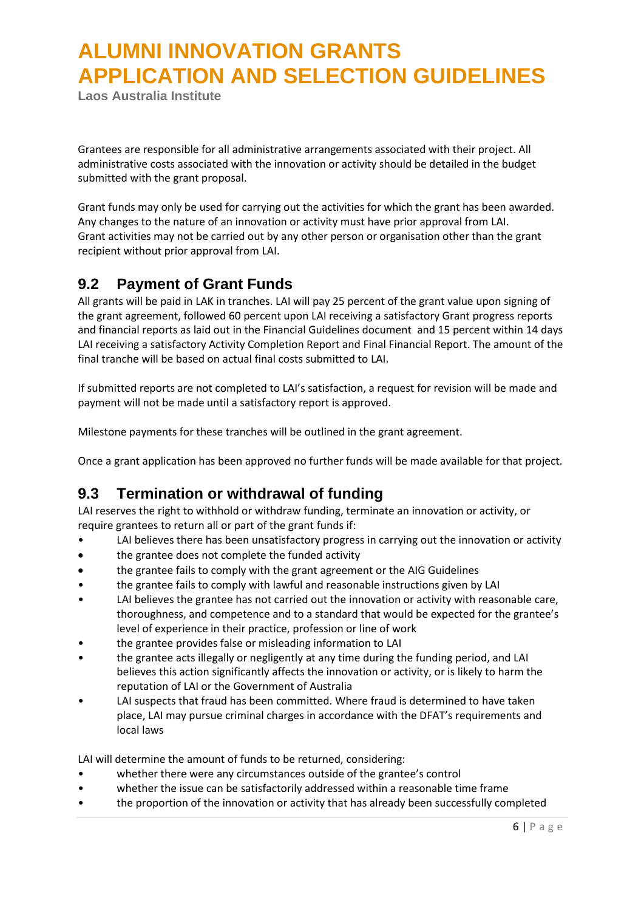Grantees are responsible for all administrative arrangements associated with their project. All administrative costs associated with the innovation or activity should be detailed in the budget submitted with the grant proposal.

Grant funds may only be used for carrying out the activities for which the grant has been awarded. Any changes to the nature of an innovation or activity must have prior approval from LAI. Grant activities may not be carried out by any other person or organisation other than the grant recipient without prior approval from LAI.

## 9.2 Payment of Grant Funds

All grants will be paid in LAK in tranches. LAI will pay 25 percent of the grant value upon signing of the grant agreement, followed 60 percent upon LAI receiving a satisfactory Grant progress reports and financial reports as laid out in the Financial Guidelines document and 15 percent within 14 days LAI receiving a satisfactory Activity Completion Report and Final Financial Report. The amount of the final tranche will be based on actual final costs submitted to LAI.

If submitted reports are not completed to LAI's satisfaction, a request for revision will be made and payment will not be made until a satisfactory report is approved.

Milestone payments for these tranches will be outlined in the grant agreement.

Once a grant application has been approved no further funds will be made available for that project.

## 9.3 Termination or withdrawal of funding

LAI reserves the right to withhold or withdraw funding, terminate an innovation or activity, or require grantees to return all or part of the grant funds if:

- LAI believes there has been unsatisfactory progress in carrying out the innovation or activity
- the grantee does not complete the funded activity
- the grantee fails to comply with the grant agreement or the AIG Guidelines
- the grantee fails to comply with lawful and reasonable instructions given by LAI
- LAI believes the grantee has not carried out the innovation or activity with reasonable care, thoroughness, and competence and to a standard that would be expected for the grantee's level of experience in their practice, profession or line of work
- the grantee provides false or misleading information to LAI
- the grantee acts illegally or negligently at any time during the funding period, and LAI believes this action significantly affects the innovation or activity, or is likely to harm the reputation of LAI or the Government of Australia
- LAI suspects that fraud has been committed. Where fraud is determined to have taken place, LAI may pursue criminal charges in accordance with the DFAT's requirements and local laws

LAI will determine the amount of funds to be returned, considering:

- whether there were any circumstances outside of the grantee's control
- whether the issue can be satisfactorily addressed within a reasonable time frame
- the proportion of the innovation or activity that has already been successfully completed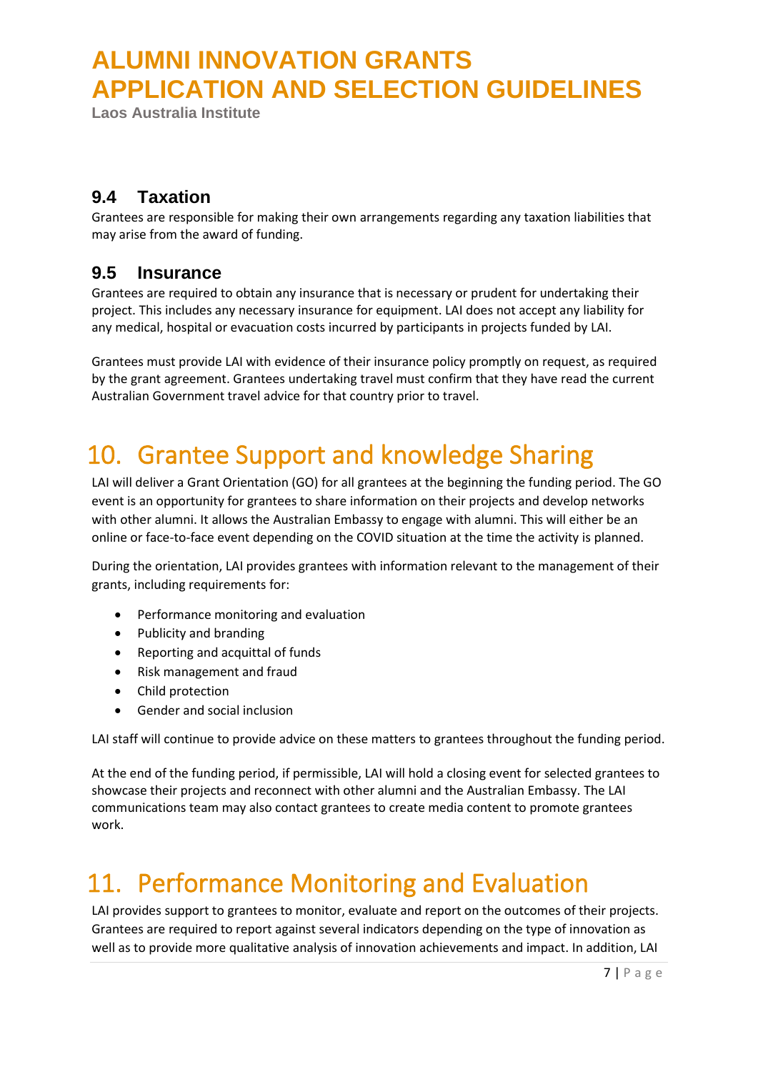### 9.4 Taxation

Grantees are responsible for making their own arrangements regarding any taxation liabilities that may arise from the award of funding.

### 9.5 Insurance

Grantees are required to obtain any insurance that is necessary or prudent for undertaking their project. This includes any necessary insurance for equipment. LAI does not accept any liability for any medical, hospital or evacuation costs incurred by participants in projects funded by LAI.

Grantees must provide LAI with evidence of their insurance policy promptly on request, as required by the grant agreement. Grantees undertaking travel must confirm that they have read the current Australian Government travel advice for that country prior to travel.

# 10. Grantee Support and knowledge Sharing

LAI will deliver a Grant Orientation (GO) for all grantees at the beginning the funding period. The GO event is an opportunity for grantees to share information on their projects and develop networks with other alumni. It allows the Australian Embassy to engage with alumni. This will either be an online or face-to-face event depending on the COVID situation at the time the activity is planned.

During the orientation, LAI provides grantees with information relevant to the management of their grants, including requirements for:

- Performance monitoring and evaluation
- Publicity and branding
- Reporting and acquittal of funds
- Risk management and fraud
- Child protection
- Gender and social inclusion

LAI staff will continue to provide advice on these matters to grantees throughout the funding period.

At the end of the funding period, if permissible, LAI will hold a closing event for selected grantees to showcase their projects and reconnect with other alumni and the Australian Embassy. The LAI communications team may also contact grantees to create media content to promote grantees work.

# 11. Performance Monitoring and Evaluation

LAI provides support to grantees to monitor, evaluate and report on the outcomes of their projects. Grantees are required to report against several indicators depending on the type of innovation as well as to provide more qualitative analysis of innovation achievements and impact. In addition, LAI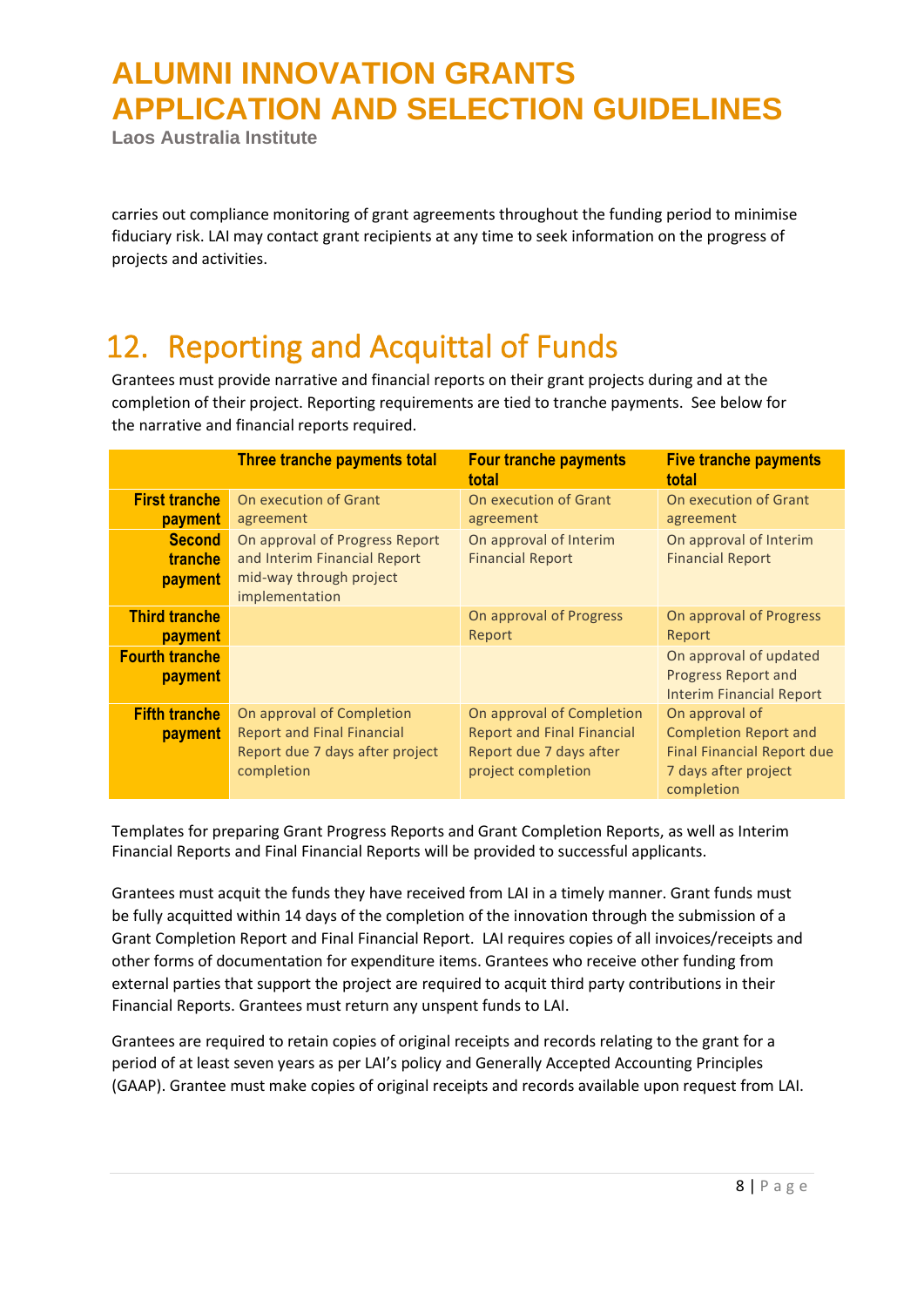carries out compliance monitoring of grant agreements throughout the funding period to minimise fiduciary risk. LAI may contact grant recipients at any time to seek information on the progress of projects and activities.

# 12. Reporting and Acquittal of Funds

Grantees must provide narrative and financial reports on their grant projects during and at the completion of their project. Reporting requirements are tied to tranche payments. See below for the narrative and financial reports required.

| | Three tranche payments total | Four tranche payments total | Five tranche payments total |
|---|---|---|---|
| **First tranche payment** | On execution of Grant agreement | On execution of Grant agreement | On execution of Grant agreement |
| **Second tranche payment** | On approval of Progress Report and Interim Financial Report mid-way through project implementation | On approval of Interim Financial Report | On approval of Interim Financial Report |
| **Third tranche payment** | | On approval of Progress Report | On approval of Progress Report |
| **Fourth tranche payment** | | | On approval of updated Progress Report and Interim Financial Report |
| **Fifth tranche payment** | On approval of Completion Report and Final Financial Report due 7 days after project completion | On approval of Completion Report and Final Financial Report due 7 days after project completion | On approval of Completion Report and Final Financial Report due 7 days after project completion |

Templates for preparing Grant Progress Reports and Grant Completion Reports, as well as Interim Financial Reports and Final Financial Reports will be provided to successful applicants.

Grantees must acquit the funds they have received from LAI in a timely manner. Grant funds must be fully acquitted within 14 days of the completion of the innovation through the submission of a Grant Completion Report and Final Financial Report. LAI requires copies of all invoices/receipts and other forms of documentation for expenditure items. Grantees who receive other funding from external parties that support the project are required to acquit third party contributions in their Financial Reports. Grantees must return any unspent funds to LAI.

Grantees are required to retain copies of original receipts and records relating to the grant for a period of at least seven years as per LAI's policy and Generally Accepted Accounting Principles (GAAP). Grantee must make copies of original receipts and records available upon request from LAI.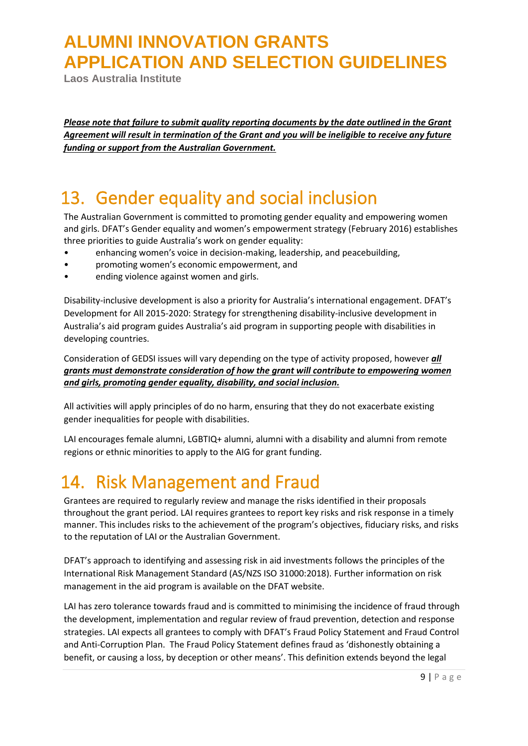***Please note that failure to submit quality reporting documents by the date outlined in the Grant Agreement will result in termination of the Grant and you will be ineligible to receive any future funding or support from the Australian Government.***

# 13. Gender equality and social inclusion

The Australian Government is committed to promoting gender equality and empowering women and girls. DFAT's Gender equality and women's empowerment strategy (February 2016) establishes three priorities to guide Australia's work on gender equality:

- enhancing women's voice in decision-making, leadership, and peacebuilding,
- promoting women's economic empowerment, and
- ending violence against women and girls.

Disability-inclusive development is also a priority for Australia's international engagement. DFAT's Development for All 2015-2020: Strategy for strengthening disability-inclusive development in Australia's aid program guides Australia's aid program in supporting people with disabilities in developing countries.

Consideration of GEDSI issues will vary depending on the type of activity proposed, however ***all grants must demonstrate consideration of how the grant will contribute to empowering women and girls, promoting gender equality, disability, and social inclusion.***

All activities will apply principles of do no harm, ensuring that they do not exacerbate existing gender inequalities for people with disabilities.

LAI encourages female alumni, LGBTIQ+ alumni, alumni with a disability and alumni from remote regions or ethnic minorities to apply to the AIG for grant funding.

# 14. Risk Management and Fraud

Grantees are required to regularly review and manage the risks identified in their proposals throughout the grant period. LAI requires grantees to report key risks and risk response in a timely manner. This includes risks to the achievement of the program's objectives, fiduciary risks, and risks to the reputation of LAI or the Australian Government.

DFAT's approach to identifying and assessing risk in aid investments follows the principles of the International Risk Management Standard (AS/NZS ISO 31000:2018). Further information on risk management in the aid program is available on the DFAT website.

LAI has zero tolerance towards fraud and is committed to minimising the incidence of fraud through the development, implementation and regular review of fraud prevention, detection and response strategies. LAI expects all grantees to comply with DFAT's Fraud Policy Statement and Fraud Control and Anti-Corruption Plan. The Fraud Policy Statement defines fraud as 'dishonestly obtaining a benefit, or causing a loss, by deception or other means'. This definition extends beyond the legal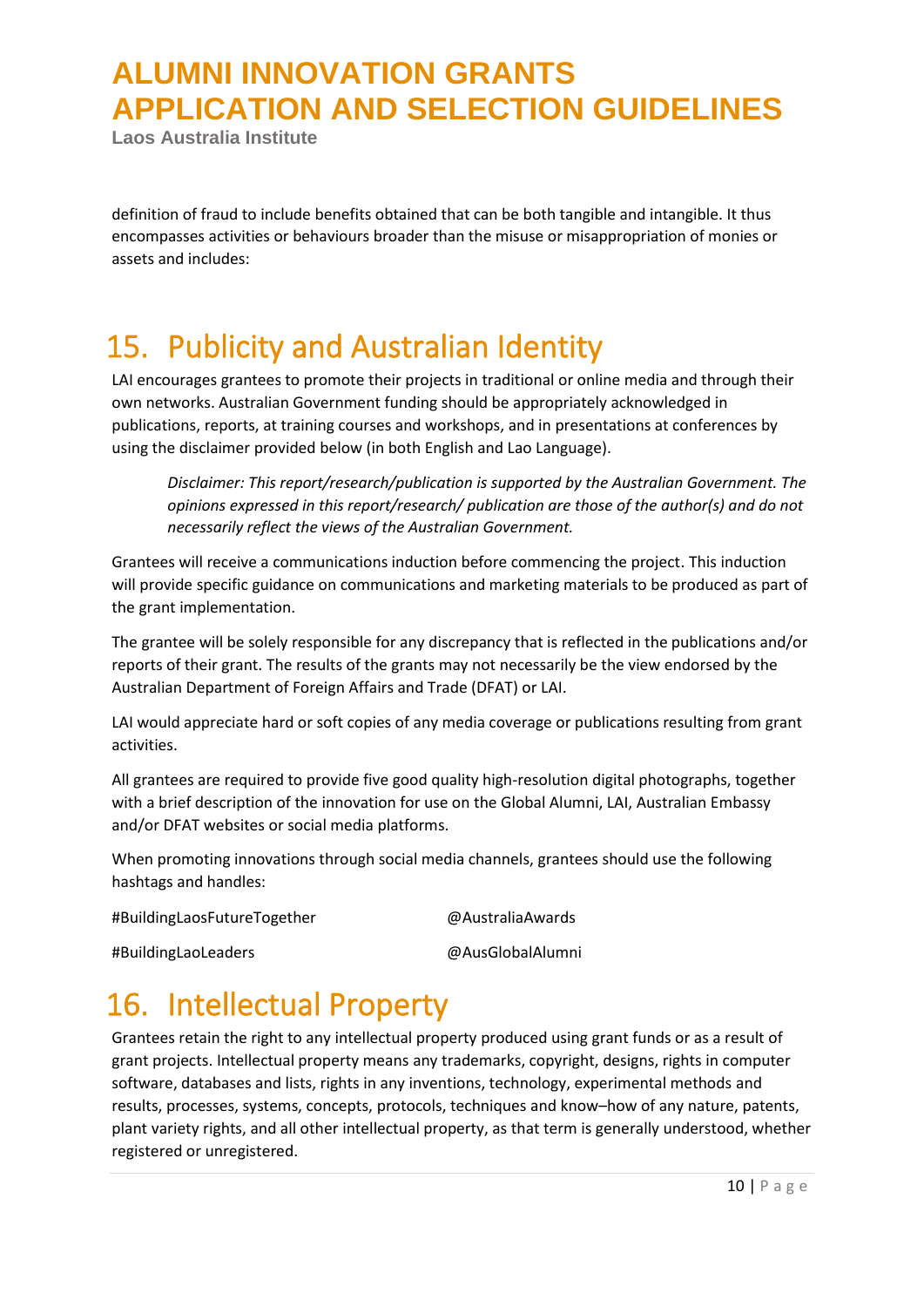definition of fraud to include benefits obtained that can be both tangible and intangible. It thus encompasses activities or behaviours broader than the misuse or misappropriation of monies or assets and includes:

## 15. Publicity and Australian Identity

LAI encourages grantees to promote their projects in traditional or online media and through their own networks. Australian Government funding should be appropriately acknowledged in publications, reports, at training courses and workshops, and in presentations at conferences by using the disclaimer provided below (in both English and Lao Language).

> *Disclaimer: This report/research/publication is supported by the Australian Government. The opinions expressed in this report/research/ publication are those of the author(s) and do not necessarily reflect the views of the Australian Government.*

Grantees will receive a communications induction before commencing the project. This induction will provide specific guidance on communications and marketing materials to be produced as part of the grant implementation.

The grantee will be solely responsible for any discrepancy that is reflected in the publications and/or reports of their grant. The results of the grants may not necessarily be the view endorsed by the Australian Department of Foreign Affairs and Trade (DFAT) or LAI.

LAI would appreciate hard or soft copies of any media coverage or publications resulting from grant activities.

All grantees are required to provide five good quality high-resolution digital photographs, together with a brief description of the innovation for use on the Global Alumni, LAI, Australian Embassy and/or DFAT websites or social media platforms.

When promoting innovations through social media channels, grantees should use the following hashtags and handles:

| | |
|---|---|
| #BuildingLaosFutureTogether | @AustraliaAwards |
| #BuildingLaoLeaders | @AusGlobalAlumni |

## 16. Intellectual Property

Grantees retain the right to any intellectual property produced using grant funds or as a result of grant projects. Intellectual property means any trademarks, copyright, designs, rights in computer software, databases and lists, rights in any inventions, technology, experimental methods and results, processes, systems, concepts, protocols, techniques and know–how of any nature, patents, plant variety rights, and all other intellectual property, as that term is generally understood, whether registered or unregistered.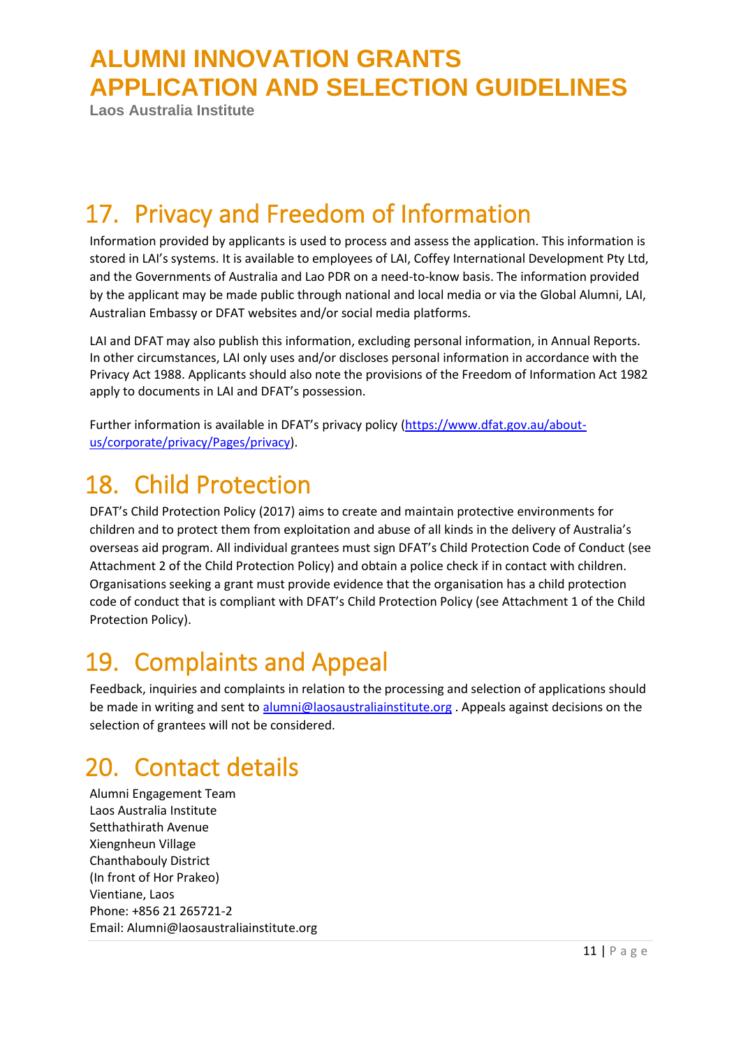## 17. Privacy and Freedom of Information

Information provided by applicants is used to process and assess the application. This information is stored in LAI's systems. It is available to employees of LAI, Coffey International Development Pty Ltd, and the Governments of Australia and Lao PDR on a need-to-know basis. The information provided by the applicant may be made public through national and local media or via the Global Alumni, LAI, Australian Embassy or DFAT websites and/or social media platforms.

LAI and DFAT may also publish this information, excluding personal information, in Annual Reports. In other circumstances, LAI only uses and/or discloses personal information in accordance with the Privacy Act 1988. Applicants should also note the provisions of the Freedom of Information Act 1982 apply to documents in LAI and DFAT's possession.

Further information is available in DFAT's privacy policy (https://www.dfat.gov.au/about-us/corporate/privacy/Pages/privacy).

## 18. Child Protection

DFAT's Child Protection Policy (2017) aims to create and maintain protective environments for children and to protect them from exploitation and abuse of all kinds in the delivery of Australia's overseas aid program. All individual grantees must sign DFAT's Child Protection Code of Conduct (see Attachment 2 of the Child Protection Policy) and obtain a police check if in contact with children. Organisations seeking a grant must provide evidence that the organisation has a child protection code of conduct that is compliant with DFAT's Child Protection Policy (see Attachment 1 of the Child Protection Policy).

## 19. Complaints and Appeal

Feedback, inquiries and complaints in relation to the processing and selection of applications should be made in writing and sent to alumni@laosaustraliainstitute.org . Appeals against decisions on the selection of grantees will not be considered.

## 20. Contact details

Alumni Engagement Team
Laos Australia Institute
Setthathirath Avenue
Xiengnheun Village
Chanthabouly District
(In front of Hor Prakeo)
Vientiane, Laos
Phone: +856 21 265721-2
Email: Alumni@laosaustraliainstitute.org